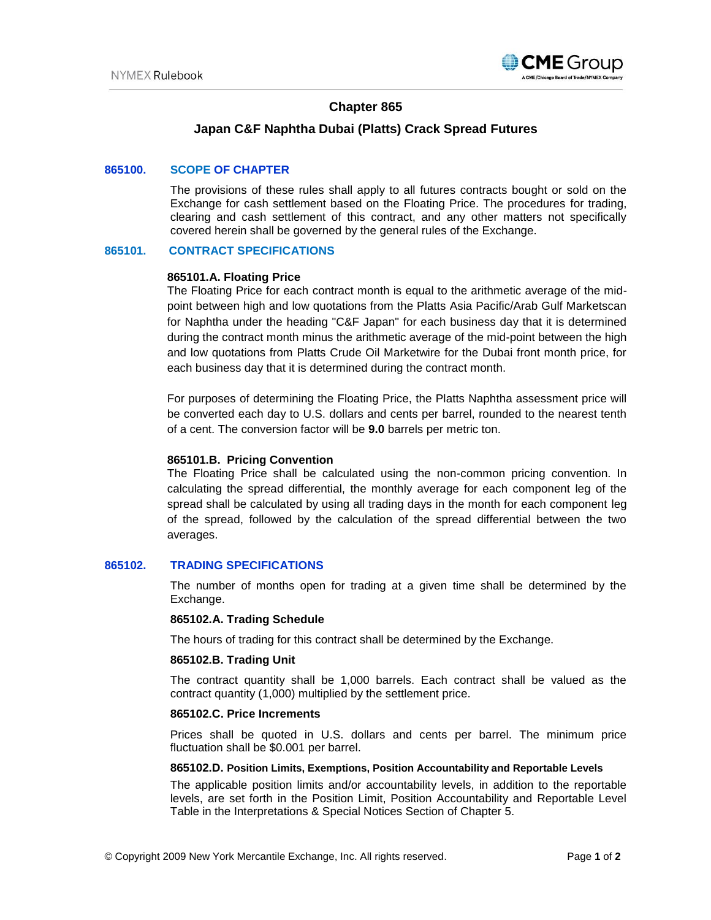# Chapter 865

## Japan C&F Naphtha Dubai (Platts) Crack Spread Futures

### 865100. SCOPE OF CHAPTER

The provisions of these rules shall apply to all futures contracts bought or sold on the Exchange for cash settlement based on the Floating Price. The procedures for trading, clearing and cash settlement of this contract, and any other matters not specifically covered herein shall be governed by the general rules of the Exchange.

### 865101. CONTRACT SPECIFICATIONS

**865101.A. Floating Price**

The Floating Price for each contract month is equal to the arithmetic average of the mid-point between high and low quotations from the Platts Asia Pacific/Arab Gulf Marketscan for Naphtha under the heading "C&F Japan" for each business day that it is determined during the contract month minus the arithmetic average of the mid-point between the high and low quotations from Platts Crude Oil Marketwire for the Dubai front month price, for each business day that it is determined during the contract month.

For purposes of determining the Floating Price, the Platts Naphtha assessment price will be converted each day to U.S. dollars and cents per barrel, rounded to the nearest tenth of a cent. The conversion factor will be **9.0** barrels per metric ton.

**865101.B. Pricing Convention**

The Floating Price shall be calculated using the non-common pricing convention. In calculating the spread differential, the monthly average for each component leg of the spread shall be calculated by using all trading days in the month for each component leg of the spread, followed by the calculation of the spread differential between the two averages.

### 865102. TRADING SPECIFICATIONS

The number of months open for trading at a given time shall be determined by the Exchange.

**865102.A. Trading Schedule**

The hours of trading for this contract shall be determined by the Exchange.

**865102.B. Trading Unit**

The contract quantity shall be 1,000 barrels. Each contract shall be valued as the contract quantity (1,000) multiplied by the settlement price.

**865102.C. Price Increments**

Prices shall be quoted in U.S. dollars and cents per barrel. The minimum price fluctuation shall be $0.001 per barrel.

**865102.D. Position Limits, Exemptions, Position Accountability and Reportable Levels**

The applicable position limits and/or accountability levels, in addition to the reportable levels, are set forth in the Position Limit, Position Accountability and Reportable Level Table in the Interpretations & Special Notices Section of Chapter 5.

© Copyright 2009 New York Mercantile Exchange, Inc. All rights reserved.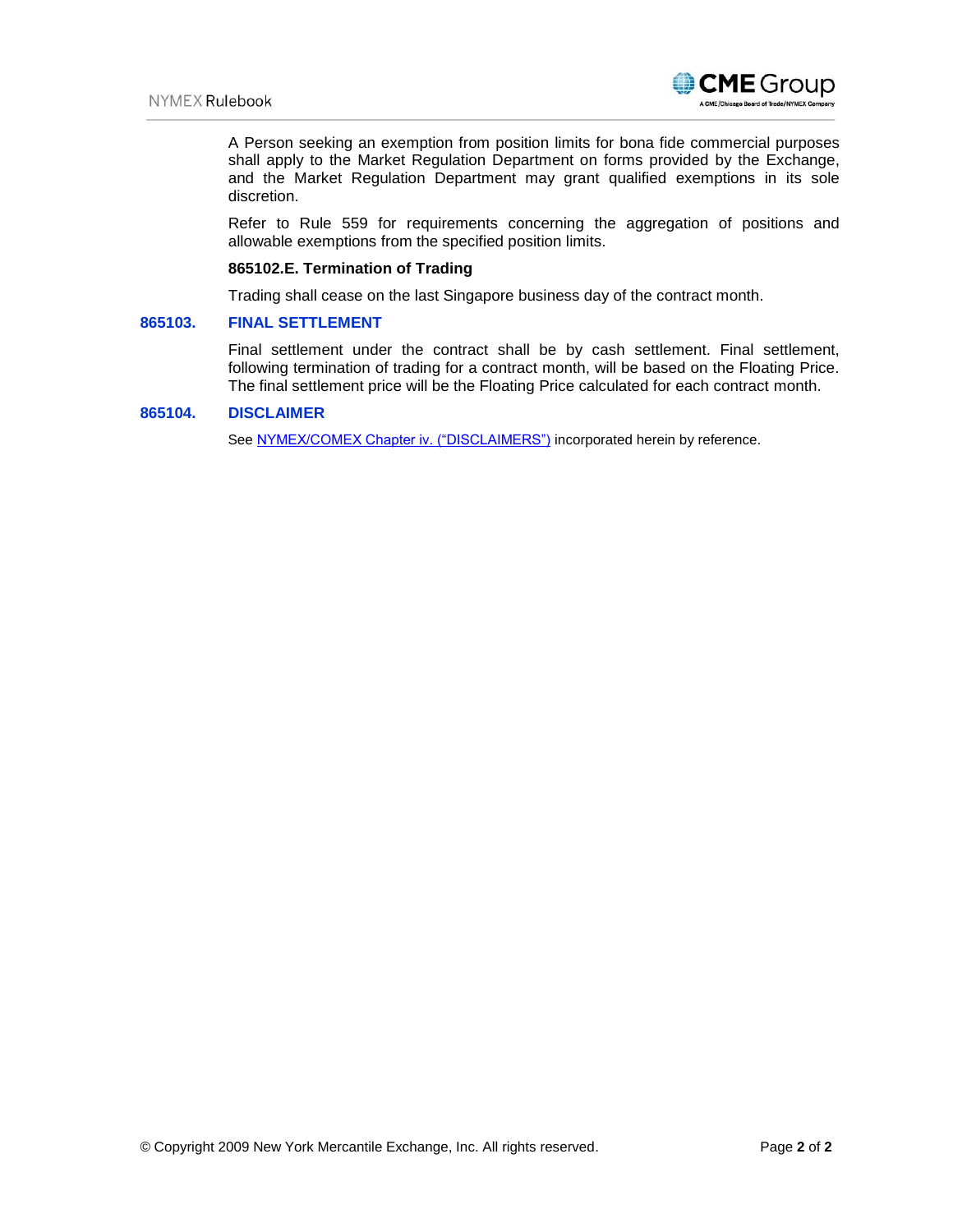A Person seeking an exemption from position limits for bona fide commercial purposes shall apply to the Market Regulation Department on forms provided by the Exchange, and the Market Regulation Department may grant qualified exemptions in its sole discretion.

Refer to Rule 559 for requirements concerning the aggregation of positions and allowable exemptions from the specified position limits.

**865102.E. Termination of Trading**

Trading shall cease on the last Singapore business day of the contract month.

## 865103. FINAL SETTLEMENT

Final settlement under the contract shall be by cash settlement. Final settlement, following termination of trading for a contract month, will be based on the Floating Price. The final settlement price will be the Floating Price calculated for each contract month.

## 865104. DISCLAIMER

See NYMEX/COMEX Chapter iv. ("DISCLAIMERS") incorporated herein by reference.